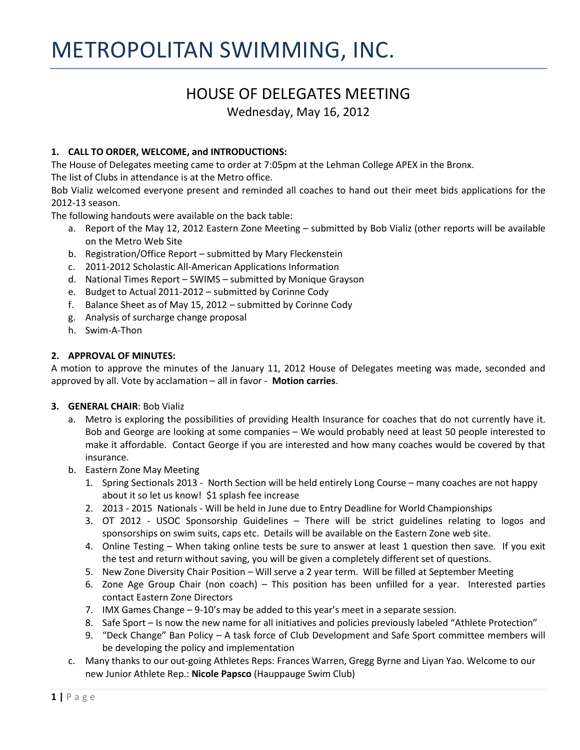# METROPOLITAN SWIMMING, INC.

## HOUSE OF DELEGATES MEETING

Wednesday, May 16, 2012

**1. CALL TO ORDER, WELCOME, and INTRODUCTIONS:**

The House of Delegates meeting came to order at 7:05pm at the Lehman College APEX in the Bronx.

The list of Clubs in attendance is at the Metro office.

Bob Vializ welcomed everyone present and reminded all coaches to hand out their meet bids applications for the 2012-13 season.

The following handouts were available on the back table:

a. Report of the May 12, 2012 Eastern Zone Meeting – submitted by Bob Vializ (other reports will be available on the Metro Web Site
b. Registration/Office Report – submitted by Mary Fleckenstein
c. 2011-2012 Scholastic All-American Applications Information
d. National Times Report – SWIMS – submitted by Monique Grayson
e. Budget to Actual 2011-2012 – submitted by Corinne Cody
f. Balance Sheet as of May 15, 2012 – submitted by Corinne Cody
g. Analysis of surcharge change proposal
h. Swim-A-Thon

**2. APPROVAL OF MINUTES:**

A motion to approve the minutes of the January 11, 2012 House of Delegates meeting was made, seconded and approved by all. Vote by acclamation – all in favor - **Motion carries**.

**3. GENERAL CHAIR**: Bob Vializ

a. Metro is exploring the possibilities of providing Health Insurance for coaches that do not currently have it. Bob and George are looking at some companies – We would probably need at least 50 people interested to make it affordable. Contact George if you are interested and how many coaches would be covered by that insurance.
b. Eastern Zone May Meeting
   1. Spring Sectionals 2013 - North Section will be held entirely Long Course – many coaches are not happy about it so let us know! $1 splash fee increase
   2. 2013 - 2015 Nationals - Will be held in June due to Entry Deadline for World Championships
   3. OT 2012 - USOC Sponsorship Guidelines – There will be strict guidelines relating to logos and sponsorships on swim suits, caps etc. Details will be available on the Eastern Zone web site.
   4. Online Testing – When taking online tests be sure to answer at least 1 question then save. If you exit the test and return without saving, you will be given a completely different set of questions.
   5. New Zone Diversity Chair Position – Will serve a 2 year term. Will be filled at September Meeting
   6. Zone Age Group Chair (non coach) – This position has been unfilled for a year. Interested parties contact Eastern Zone Directors
   7. IMX Games Change – 9-10's may be added to this year's meet in a separate session.
   8. Safe Sport – Is now the new name for all initiatives and policies previously labeled "Athlete Protection"
   9. "Deck Change" Ban Policy – A task force of Club Development and Safe Sport committee members will be developing the policy and implementation
c. Many thanks to our out-going Athletes Reps: Frances Warren, Gregg Byrne and Liyan Yao. Welcome to our new Junior Athlete Rep.: **Nicole Papsco** (Hauppauge Swim Club)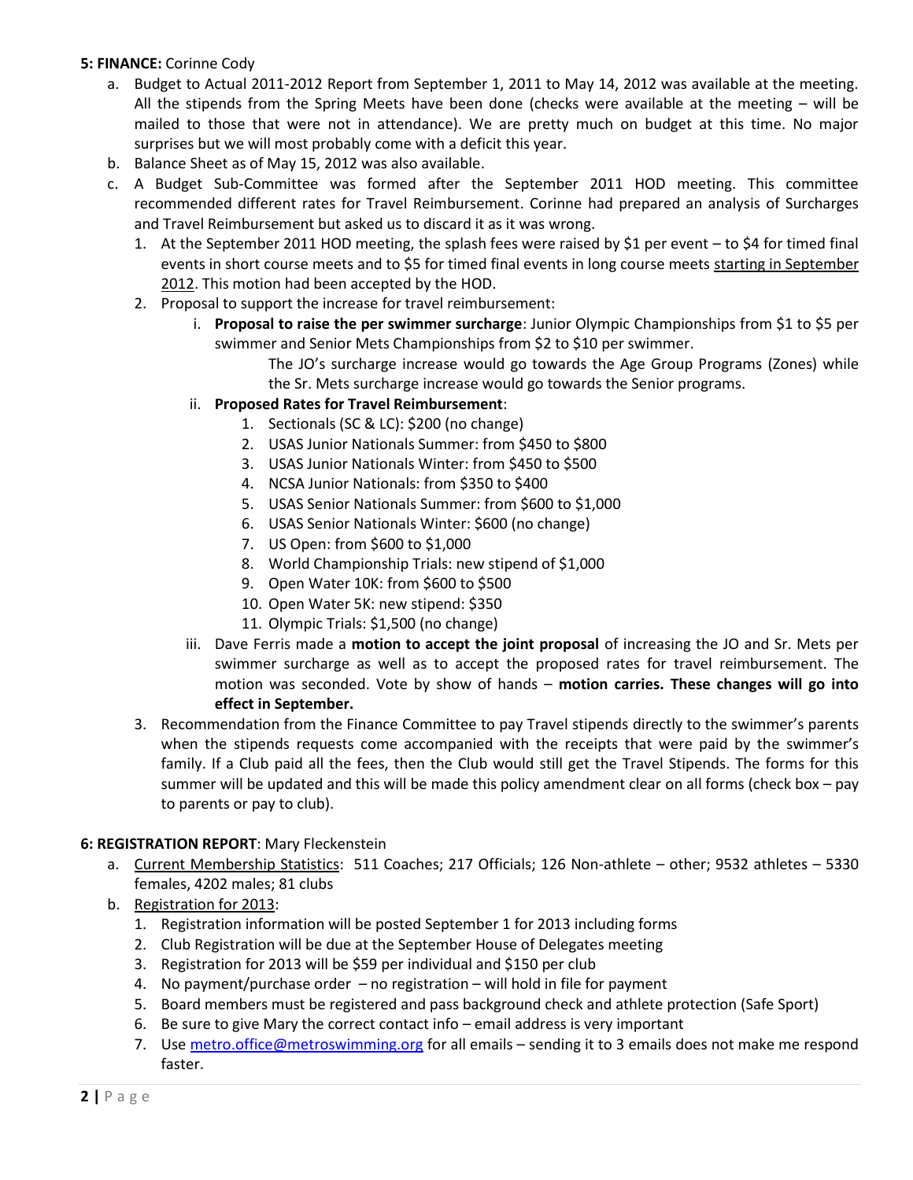**5: FINANCE:** Corinne Cody

a. Budget to Actual 2011-2012 Report from September 1, 2011 to May 14, 2012 was available at the meeting. All the stipends from the Spring Meets have been done (checks were available at the meeting – will be mailed to those that were not in attendance). We are pretty much on budget at this time. No major surprises but we will most probably come with a deficit this year.

b. Balance Sheet as of May 15, 2012 was also available.

c. A Budget Sub-Committee was formed after the September 2011 HOD meeting. This committee recommended different rates for Travel Reimbursement. Corinne had prepared an analysis of Surcharges and Travel Reimbursement but asked us to discard it as it was wrong.

   1. At the September 2011 HOD meeting, the splash fees were raised by $1 per event – to $4 for timed final events in short course meets and to $5 for timed final events in long course meets <u>starting in September 2012</u>. This motion had been accepted by the HOD.
   2. Proposal to support the increase for travel reimbursement:
      i. **Proposal to raise the per swimmer surcharge**: Junior Olympic Championships from $1 to $5 per swimmer and Senior Mets Championships from $2 to $10 per swimmer.

         The JO's surcharge increase would go towards the Age Group Programs (Zones) while the Sr. Mets surcharge increase would go towards the Senior programs.

      ii. **Proposed Rates for Travel Reimbursement**:
         1. Sectionals (SC & LC): $200 (no change)
         2. USAS Junior Nationals Summer: from $450 to $800
         3. USAS Junior Nationals Winter: from $450 to $500
         4. NCSA Junior Nationals: from $350 to $400
         5. USAS Senior Nationals Summer: from $600 to $1,000
         6. USAS Senior Nationals Winter: $600 (no change)
         7. US Open: from $600 to $1,000
         8. World Championship Trials: new stipend of $1,000
         9. Open Water 10K: from $600 to $500
         10. Open Water 5K: new stipend: $350
         11. Olympic Trials: $1,500 (no change)

      iii. Dave Ferris made a **motion to accept the joint proposal** of increasing the JO and Sr. Mets per swimmer surcharge as well as to accept the proposed rates for travel reimbursement. The motion was seconded. Vote by show of hands – **motion carries. These changes will go into effect in September.**

   3. Recommendation from the Finance Committee to pay Travel stipends directly to the swimmer's parents when the stipends requests come accompanied with the receipts that were paid by the swimmer's family. If a Club paid all the fees, then the Club would still get the Travel Stipends. The forms for this summer will be updated and this will be made this policy amendment clear on all forms (check box – pay to parents or pay to club).

**6: REGISTRATION REPORT**: Mary Fleckenstein

a. <u>Current Membership Statistics</u>: 511 Coaches; 217 Officials; 126 Non-athlete – other; 9532 athletes – 5330 females, 4202 males; 81 clubs

b. <u>Registration for 2013</u>:
   1. Registration information will be posted September 1 for 2013 including forms
   2. Club Registration will be due at the September House of Delegates meeting
   3. Registration for 2013 will be $59 per individual and $150 per club
   4. No payment/purchase order – no registration – will hold in file for payment
   5. Board members must be registered and pass background check and athlete protection (Safe Sport)
   6. Be sure to give Mary the correct contact info – email address is very important
   7. Use metro.office@metroswimming.org for all emails – sending it to 3 emails does not make me respond faster.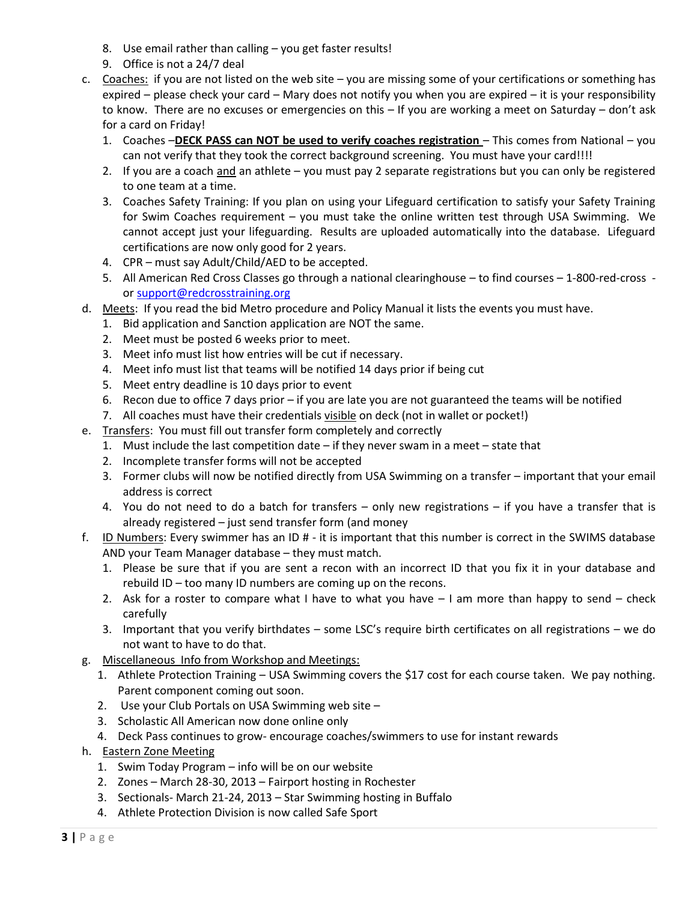8. Use email rather than calling – you get faster results!
9. Office is not a 24/7 deal

c. Coaches: if you are not listed on the web site – you are missing some of your certifications or something has expired – please check your card – Mary does not notify you when you are expired – it is your responsibility to know. There are no excuses or emergencies on this – If you are working a meet on Saturday – don't ask for a card on Friday!
   1. Coaches –**DECK PASS can NOT be used to verify coaches registration** – This comes from National – you can not verify that they took the correct background screening. You must have your card!!!!
   2. If you are a coach and an athlete – you must pay 2 separate registrations but you can only be registered to one team at a time.
   3. Coaches Safety Training: If you plan on using your Lifeguard certification to satisfy your Safety Training for Swim Coaches requirement – you must take the online written test through USA Swimming. We cannot accept just your lifeguarding. Results are uploaded automatically into the database. Lifeguard certifications are now only good for 2 years.
   4. CPR – must say Adult/Child/AED to be accepted.
   5. All American Red Cross Classes go through a national clearinghouse – to find courses – 1-800-red-cross - or support@redcrosstraining.org

d. Meets: If you read the bid Metro procedure and Policy Manual it lists the events you must have.
   1. Bid application and Sanction application are NOT the same.
   2. Meet must be posted 6 weeks prior to meet.
   3. Meet info must list how entries will be cut if necessary.
   4. Meet info must list that teams will be notified 14 days prior if being cut
   5. Meet entry deadline is 10 days prior to event
   6. Recon due to office 7 days prior – if you are late you are not guaranteed the teams will be notified
   7. All coaches must have their credentials visible on deck (not in wallet or pocket!)

e. Transfers: You must fill out transfer form completely and correctly
   1. Must include the last competition date – if they never swam in a meet – state that
   2. Incomplete transfer forms will not be accepted
   3. Former clubs will now be notified directly from USA Swimming on a transfer – important that your email address is correct
   4. You do not need to do a batch for transfers – only new registrations – if you have a transfer that is already registered – just send transfer form (and money

f. ID Numbers: Every swimmer has an ID # - it is important that this number is correct in the SWIMS database AND your Team Manager database – they must match.
   1. Please be sure that if you are sent a recon with an incorrect ID that you fix it in your database and rebuild ID – too many ID numbers are coming up on the recons.
   2. Ask for a roster to compare what I have to what you have – I am more than happy to send – check carefully
   3. Important that you verify birthdates – some LSC's require birth certificates on all registrations – we do not want to have to do that.

g. Miscellaneous Info from Workshop and Meetings:
   1. Athlete Protection Training – USA Swimming covers the $17 cost for each course taken. We pay nothing. Parent component coming out soon.
   2. Use your Club Portals on USA Swimming web site –
   3. Scholastic All American now done online only
   4. Deck Pass continues to grow- encourage coaches/swimmers to use for instant rewards

h. Eastern Zone Meeting
   1. Swim Today Program – info will be on our website
   2. Zones – March 28-30, 2013 – Fairport hosting in Rochester
   3. Sectionals- March 21-24, 2013 – Star Swimming hosting in Buffalo
   4. Athlete Protection Division is now called Safe Sport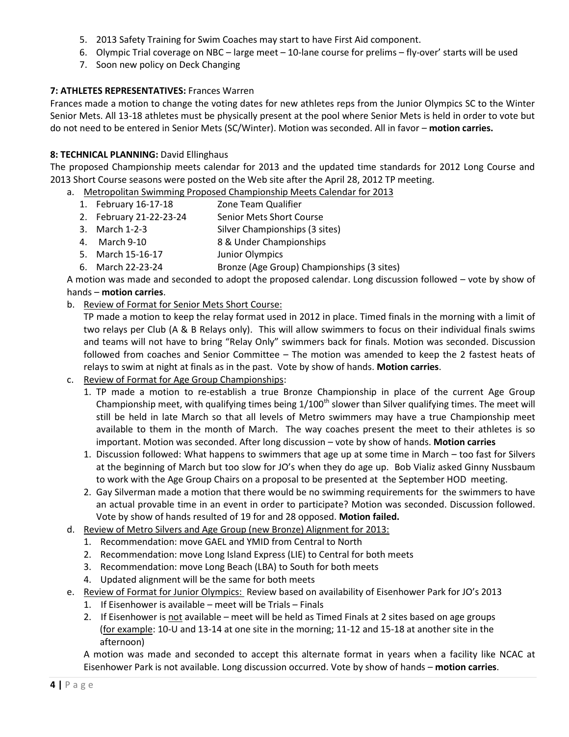5. 2013 Safety Training for Swim Coaches may start to have First Aid component.
6. Olympic Trial coverage on NBC – large meet – 10-lane course for prelims – fly-over' starts will be used
7. Soon new policy on Deck Changing

**7: ATHLETES REPRESENTATIVES:** Frances Warren

Frances made a motion to change the voting dates for new athletes reps from the Junior Olympics SC to the Winter Senior Mets. All 13-18 athletes must be physically present at the pool where Senior Mets is held in order to vote but do not need to be entered in Senior Mets (SC/Winter). Motion was seconded. All in favor – **motion carries.**

**8: TECHNICAL PLANNING:** David Ellinghaus

The proposed Championship meets calendar for 2013 and the updated time standards for 2012 Long Course and 2013 Short Course seasons were posted on the Web site after the April 28, 2012 TP meeting.

a. Metropolitan Swimming Proposed Championship Meets Calendar for 2013
   1. February 16-17-18 — Zone Team Qualifier
   2. February 21-22-23-24 — Senior Mets Short Course
   3. March 1-2-3 — Silver Championships (3 sites)
   4. March 9-10 — 8 & Under Championships
   5. March 15-16-17 — Junior Olympics
   6. March 22-23-24 — Bronze (Age Group) Championships (3 sites)

   A motion was made and seconded to adopt the proposed calendar. Long discussion followed – vote by show of hands – **motion carries**.

b. Review of Format for Senior Mets Short Course:

   TP made a motion to keep the relay format used in 2012 in place. Timed finals in the morning with a limit of two relays per Club (A & B Relays only). This will allow swimmers to focus on their individual finals swims and teams will not have to bring "Relay Only" swimmers back for finals. Motion was seconded. Discussion followed from coaches and Senior Committee – The motion was amended to keep the 2 fastest heats of relays to swim at night at finals as in the past. Vote by show of hands. **Motion carries**.

c. Review of Format for Age Group Championships:
   1. TP made a motion to re-establish a true Bronze Championship in place of the current Age Group Championship meet, with qualifying times being 1/100th slower than Silver qualifying times. The meet will still be held in late March so that all levels of Metro swimmers may have a true Championship meet available to them in the month of March. The way coaches present the meet to their athletes is so important. Motion was seconded. After long discussion – vote by show of hands. **Motion carries**
   1. Discussion followed: What happens to swimmers that age up at some time in March – too fast for Silvers at the beginning of March but too slow for JO's when they do age up. Bob Vializ asked Ginny Nussbaum to work with the Age Group Chairs on a proposal to be presented at the September HOD meeting.
   2. Gay Silverman made a motion that there would be no swimming requirements for the swimmers to have an actual provable time in an event in order to participate? Motion was seconded. Discussion followed. Vote by show of hands resulted of 19 for and 28 opposed. **Motion failed.**

d. Review of Metro Silvers and Age Group (new Bronze) Alignment for 2013:
   1. Recommendation: move GAEL and YMID from Central to North
   2. Recommendation: move Long Island Express (LIE) to Central for both meets
   3. Recommendation: move Long Beach (LBA) to South for both meets
   4. Updated alignment will be the same for both meets

e. Review of Format for Junior Olympics: Review based on availability of Eisenhower Park for JO's 2013
   1. If Eisenhower is available – meet will be Trials – Finals
   2. If Eisenhower is not available – meet will be held as Timed Finals at 2 sites based on age groups (for example: 10-U and 13-14 at one site in the morning; 11-12 and 15-18 at another site in the afternoon)

   A motion was made and seconded to accept this alternate format in years when a facility like NCAC at Eisenhower Park is not available. Long discussion occurred. Vote by show of hands – **motion carries**.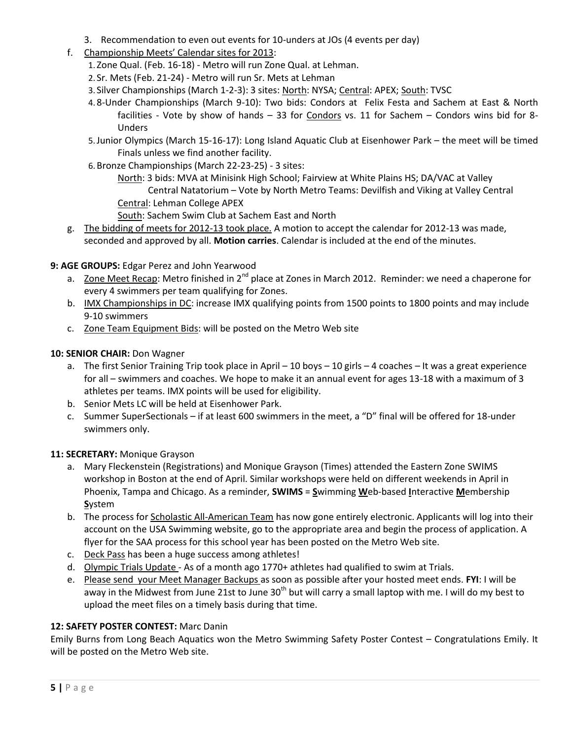3. Recommendation to even out events for 10-unders at JOs (4 events per day)

f. Championship Meets' Calendar sites for 2013:
   1. Zone Qual. (Feb. 16-18) - Metro will run Zone Qual. at Lehman.
   2. Sr. Mets (Feb. 21-24) - Metro will run Sr. Mets at Lehman
   3. Silver Championships (March 1-2-3): 3 sites: North: NYSA; Central: APEX; South: TVSC
   4. 8-Under Championships (March 9-10): Two bids: Condors at Felix Festa and Sachem at East & North facilities - Vote by show of hands – 33 for Condors vs. 11 for Sachem – Condors wins bid for 8-Unders
   5. Junior Olympics (March 15-16-17): Long Island Aquatic Club at Eisenhower Park – the meet will be timed Finals unless we find another facility.
   6. Bronze Championships (March 22-23-25) - 3 sites:
      North: 3 bids: MVA at Minisink High School; Fairview at White Plains HS; DA/VAC at Valley Central Natatorium – Vote by North Metro Teams: Devilfish and Viking at Valley Central
      Central: Lehman College APEX
      South: Sachem Swim Club at Sachem East and North

g. The bidding of meets for 2012-13 took place. A motion to accept the calendar for 2012-13 was made, seconded and approved by all. **Motion carries**. Calendar is included at the end of the minutes.

**9: AGE GROUPS:** Edgar Perez and John Yearwood

a. Zone Meet Recap: Metro finished in 2nd place at Zones in March 2012. Reminder: we need a chaperone for every 4 swimmers per team qualifying for Zones.
b. IMX Championships in DC: increase IMX qualifying points from 1500 points to 1800 points and may include 9-10 swimmers
c. Zone Team Equipment Bids: will be posted on the Metro Web site

**10: SENIOR CHAIR:** Don Wagner

a. The first Senior Training Trip took place in April – 10 boys – 10 girls – 4 coaches – It was a great experience for all – swimmers and coaches. We hope to make it an annual event for ages 13-18 with a maximum of 3 athletes per teams. IMX points will be used for eligibility.
b. Senior Mets LC will be held at Eisenhower Park.
c. Summer SuperSectionals – if at least 600 swimmers in the meet, a "D" final will be offered for 18-under swimmers only.

**11: SECRETARY:** Monique Grayson

a. Mary Fleckenstein (Registrations) and Monique Grayson (Times) attended the Eastern Zone SWIMS workshop in Boston at the end of April. Similar workshops were held on different weekends in April in Phoenix, Tampa and Chicago. As a reminder, **SWIMS** = **S**wimming **W**eb-based **I**nteractive **M**embership **S**ystem
b. The process for Scholastic All-American Team has now gone entirely electronic. Applicants will log into their account on the USA Swimming website, go to the appropriate area and begin the process of application. A flyer for the SAA process for this school year has been posted on the Metro Web site.
c. Deck Pass has been a huge success among athletes!
d. Olympic Trials Update - As of a month ago 1770+ athletes had qualified to swim at Trials.
e. Please send your Meet Manager Backups as soon as possible after your hosted meet ends. **FYI**: I will be away in the Midwest from June 21st to June 30th but will carry a small laptop with me. I will do my best to upload the meet files on a timely basis during that time.

**12: SAFETY POSTER CONTEST:** Marc Danin

Emily Burns from Long Beach Aquatics won the Metro Swimming Safety Poster Contest – Congratulations Emily. It will be posted on the Metro Web site.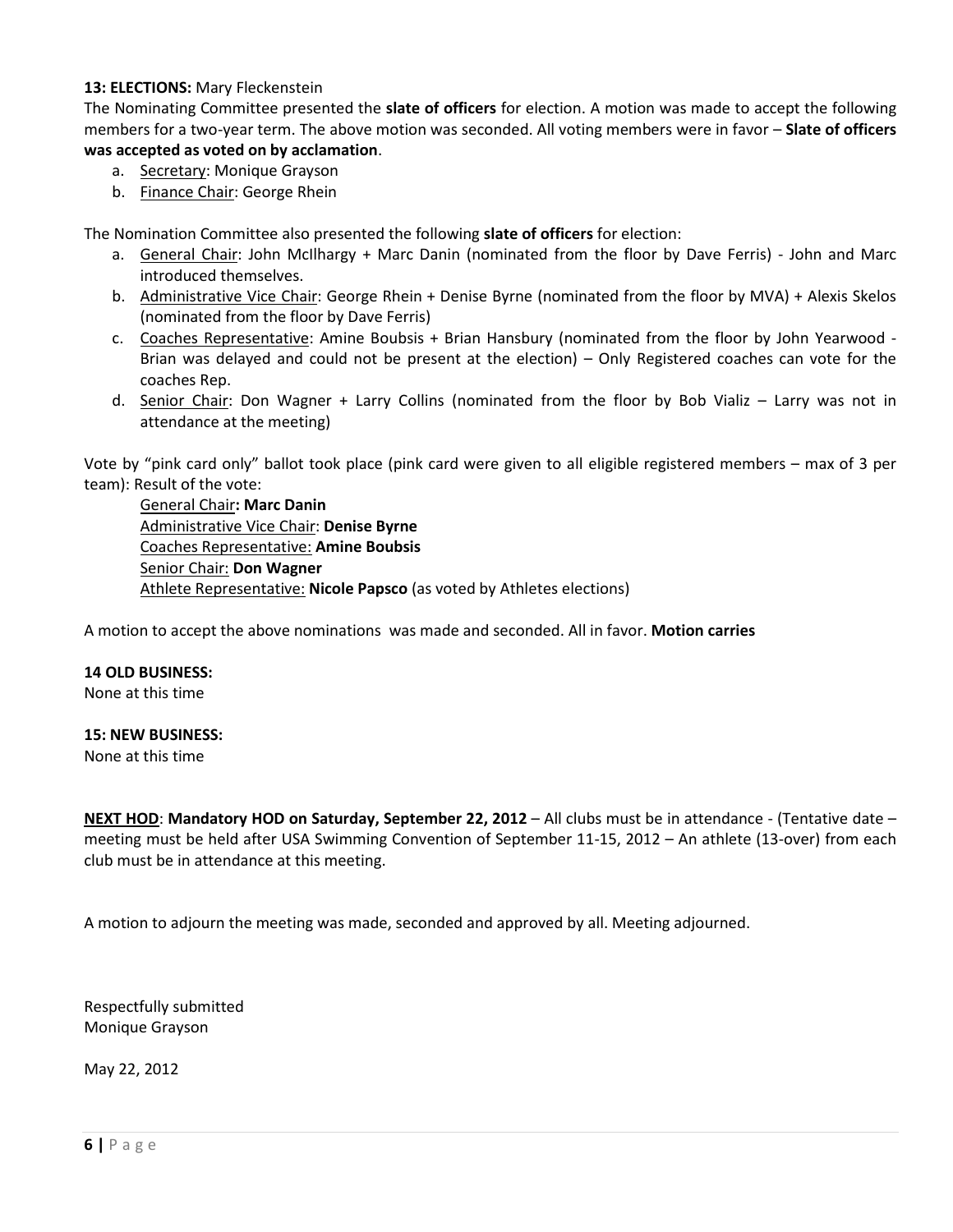**13: ELECTIONS:** Mary Fleckenstein

The Nominating Committee presented the **slate of officers** for election. A motion was made to accept the following members for a two-year term. The above motion was seconded. All voting members were in favor – **Slate of officers was accepted as voted on by acclamation**.

a. Secretary: Monique Grayson
b. Finance Chair: George Rhein

The Nomination Committee also presented the following **slate of officers** for election:

a. General Chair: John McIlhargy + Marc Danin (nominated from the floor by Dave Ferris) - John and Marc introduced themselves.
b. Administrative Vice Chair: George Rhein + Denise Byrne (nominated from the floor by MVA) + Alexis Skelos (nominated from the floor by Dave Ferris)
c. Coaches Representative: Amine Boubsis + Brian Hansbury (nominated from the floor by John Yearwood - Brian was delayed and could not be present at the election) – Only Registered coaches can vote for the coaches Rep.
d. Senior Chair: Don Wagner + Larry Collins (nominated from the floor by Bob Vializ – Larry was not in attendance at the meeting)

Vote by "pink card only" ballot took place (pink card were given to all eligible registered members – max of 3 per team): Result of the vote:

General Chair**: Marc Danin**
Administrative Vice Chair: **Denise Byrne**
Coaches Representative: **Amine Boubsis**
Senior Chair: **Don Wagner**
Athlete Representative: **Nicole Papsco** (as voted by Athletes elections)

A motion to accept the above nominations was made and seconded. All in favor. **Motion carries**

**14 OLD BUSINESS:**
None at this time

**15: NEW BUSINESS:**
None at this time

**NEXT HOD**: **Mandatory HOD on Saturday, September 22, 2012** – All clubs must be in attendance - (Tentative date – meeting must be held after USA Swimming Convention of September 11-15, 2012 – An athlete (13-over) from each club must be in attendance at this meeting.

A motion to adjourn the meeting was made, seconded and approved by all. Meeting adjourned.

Respectfully submitted
Monique Grayson

May 22, 2012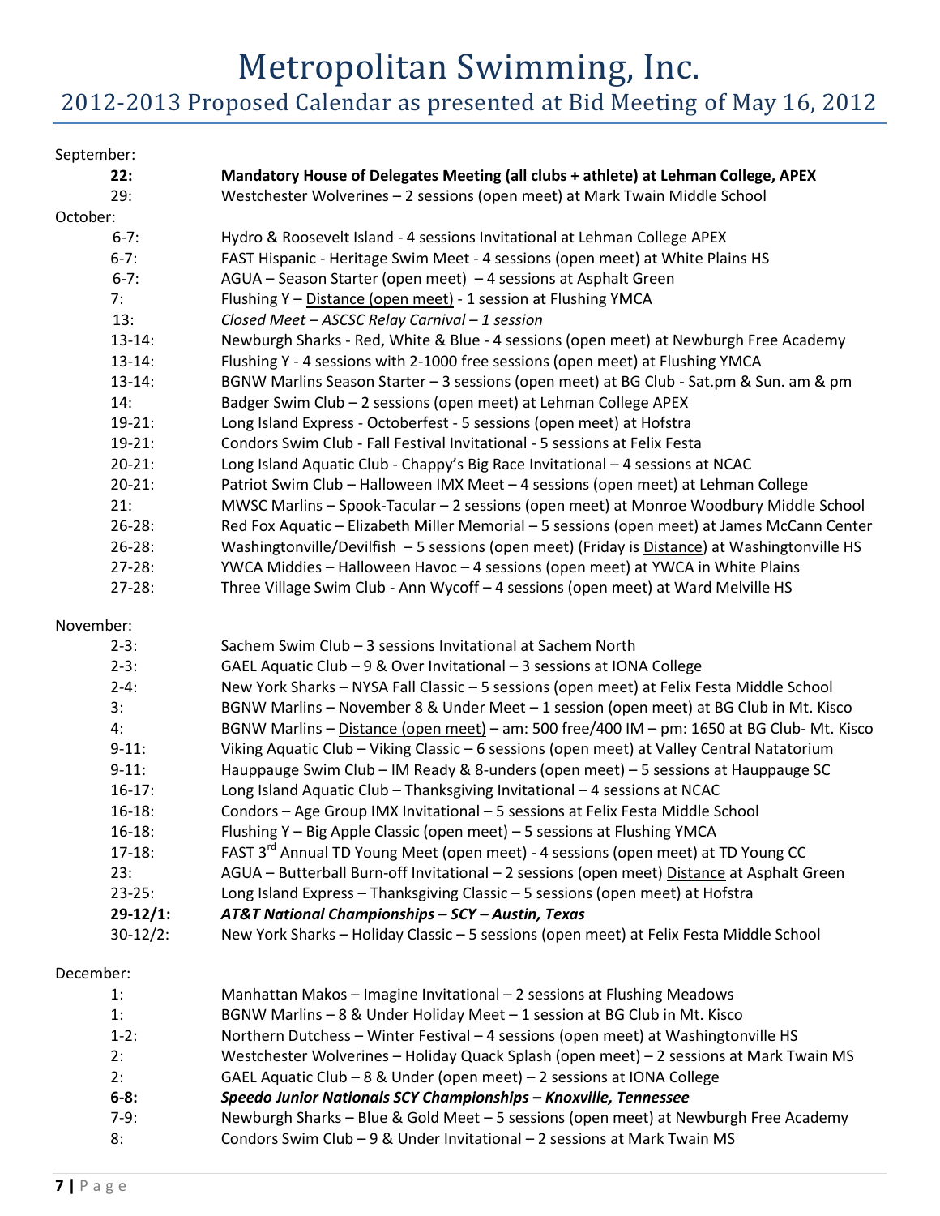# Metropolitan Swimming, Inc.

## 2012-2013 Proposed Calendar as presented at Bid Meeting of May 16, 2012

September:

| | |
|---|---|
| **22:** | **Mandatory House of Delegates Meeting (all clubs + athlete) at Lehman College, APEX** |
| 29: | Westchester Wolverines – 2 sessions (open meet) at Mark Twain Middle School |

October:

| | |
|---|---|
| 6-7: | Hydro & Roosevelt Island - 4 sessions Invitational at Lehman College APEX |
| 6-7: | FAST Hispanic - Heritage Swim Meet - 4 sessions (open meet) at White Plains HS |
| 6-7: | AGUA – Season Starter (open meet) – 4 sessions at Asphalt Green |
| 7: | Flushing Y – Distance (open meet) - 1 session at Flushing YMCA |
| 13: | *Closed Meet – ASCSC Relay Carnival – 1 session* |
| 13-14: | Newburgh Sharks - Red, White & Blue - 4 sessions (open meet) at Newburgh Free Academy |
| 13-14: | Flushing Y - 4 sessions with 2-1000 free sessions (open meet) at Flushing YMCA |
| 13-14: | BGNW Marlins Season Starter – 3 sessions (open meet) at BG Club - Sat.pm & Sun. am & pm |
| 14: | Badger Swim Club – 2 sessions (open meet) at Lehman College APEX |
| 19-21: | Long Island Express - Octoberfest - 5 sessions (open meet) at Hofstra |
| 19-21: | Condors Swim Club - Fall Festival Invitational - 5 sessions at Felix Festa |
| 20-21: | Long Island Aquatic Club - Chappy's Big Race Invitational – 4 sessions at NCAC |
| 20-21: | Patriot Swim Club – Halloween IMX Meet – 4 sessions (open meet) at Lehman College |
| 21: | MWSC Marlins – Spook-Tacular – 2 sessions (open meet) at Monroe Woodbury Middle School |
| 26-28: | Red Fox Aquatic – Elizabeth Miller Memorial – 5 sessions (open meet) at James McCann Center |
| 26-28: | Washingtonville/Devilfish – 5 sessions (open meet) (Friday is Distance) at Washingtonville HS |
| 27-28: | YWCA Middies – Halloween Havoc – 4 sessions (open meet) at YWCA in White Plains |
| 27-28: | Three Village Swim Club - Ann Wycoff – 4 sessions (open meet) at Ward Melville HS |

November:

| | |
|---|---|
| 2-3: | Sachem Swim Club – 3 sessions Invitational at Sachem North |
| 2-3: | GAEL Aquatic Club – 9 & Over Invitational – 3 sessions at IONA College |
| 2-4: | New York Sharks – NYSA Fall Classic – 5 sessions (open meet) at Felix Festa Middle School |
| 3: | BGNW Marlins – November 8 & Under Meet – 1 session (open meet) at BG Club in Mt. Kisco |
| 4: | BGNW Marlins – Distance (open meet) – am: 500 free/400 IM – pm: 1650 at BG Club- Mt. Kisco |
| 9-11: | Viking Aquatic Club – Viking Classic – 6 sessions (open meet) at Valley Central Natatorium |
| 9-11: | Hauppauge Swim Club – IM Ready & 8-unders (open meet) – 5 sessions at Hauppauge SC |
| 16-17: | Long Island Aquatic Club – Thanksgiving Invitational – 4 sessions at NCAC |
| 16-18: | Condors – Age Group IMX Invitational – 5 sessions at Felix Festa Middle School |
| 16-18: | Flushing Y – Big Apple Classic (open meet) – 5 sessions at Flushing YMCA |
| 17-18: | FAST 3rd Annual TD Young Meet (open meet) - 4 sessions (open meet) at TD Young CC |
| 23: | AGUA – Butterball Burn-off Invitational – 2 sessions (open meet) Distance at Asphalt Green |
| 23-25: | Long Island Express – Thanksgiving Classic – 5 sessions (open meet) at Hofstra |
| ***29-12/1:*** | ***AT&T National Championships – SCY – Austin, Texas*** |
| 30-12/2: | New York Sharks – Holiday Classic – 5 sessions (open meet) at Felix Festa Middle School |

December:

| | |
|---|---|
| 1: | Manhattan Makos – Imagine Invitational – 2 sessions at Flushing Meadows |
| 1: | BGNW Marlins – 8 & Under Holiday Meet – 1 session at BG Club in Mt. Kisco |
| 1-2: | Northern Dutchess – Winter Festival – 4 sessions (open meet) at Washingtonville HS |
| 2: | Westchester Wolverines – Holiday Quack Splash (open meet) – 2 sessions at Mark Twain MS |
| 2: | GAEL Aquatic Club – 8 & Under (open meet) – 2 sessions at IONA College |
| ***6-8:*** | ***Speedo Junior Nationals SCY Championships – Knoxville, Tennessee*** |
| 7-9: | Newburgh Sharks – Blue & Gold Meet – 5 sessions (open meet) at Newburgh Free Academy |
| 8: | Condors Swim Club – 9 & Under Invitational – 2 sessions at Mark Twain MS |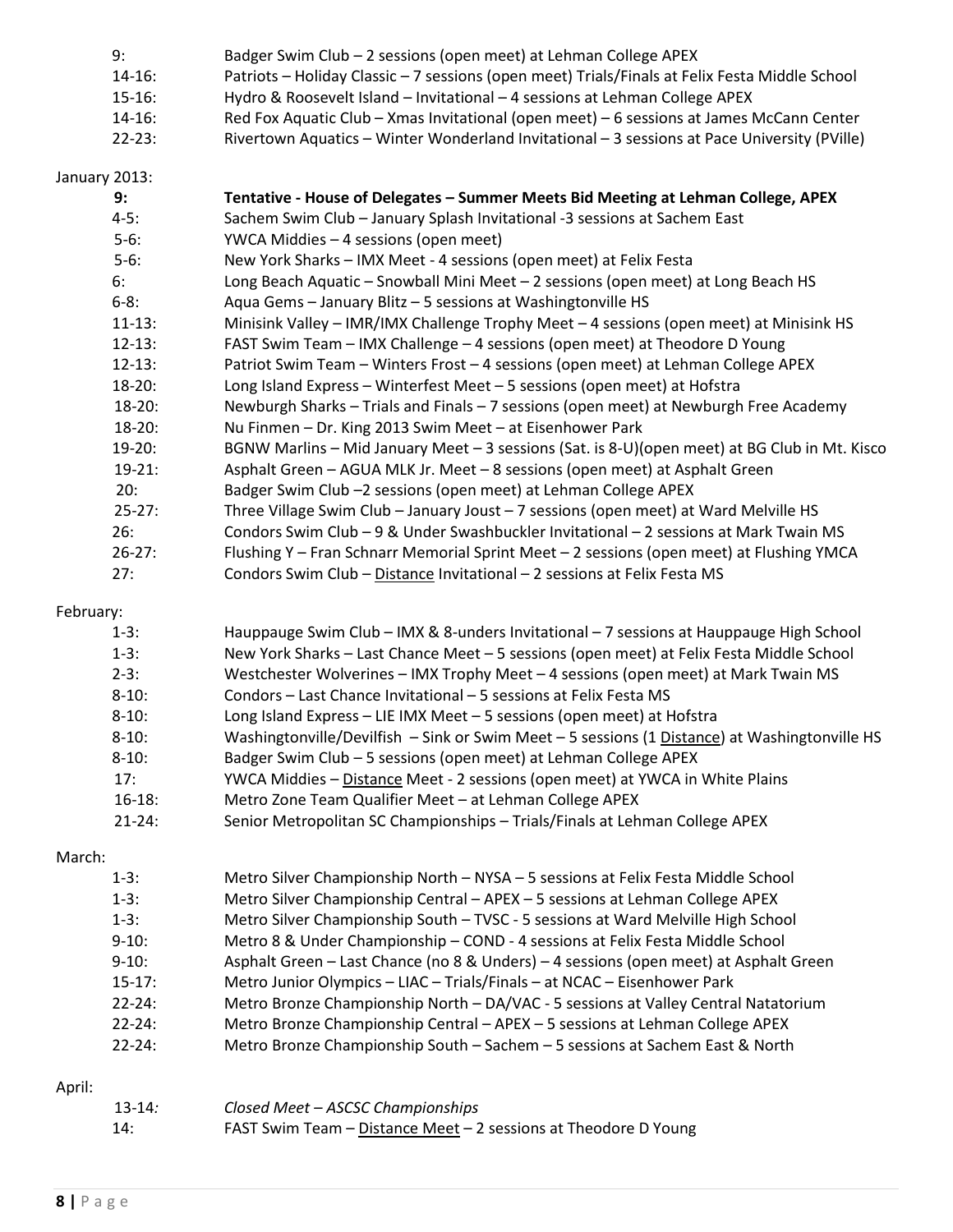9: Badger Swim Club – 2 sessions (open meet) at Lehman College APEX
14-16: Patriots – Holiday Classic – 7 sessions (open meet) Trials/Finals at Felix Festa Middle School
15-16: Hydro & Roosevelt Island – Invitational – 4 sessions at Lehman College APEX
14-16: Red Fox Aquatic Club – Xmas Invitational (open meet) – 6 sessions at James McCann Center
22-23: Rivertown Aquatics – Winter Wonderland Invitational – 3 sessions at Pace University (PVille)

January 2013:

**9: Tentative - House of Delegates – Summer Meets Bid Meeting at Lehman College, APEX**
4-5: Sachem Swim Club – January Splash Invitational -3 sessions at Sachem East
5-6: YWCA Middies – 4 sessions (open meet)
5-6: New York Sharks – IMX Meet - 4 sessions (open meet) at Felix Festa
6: Long Beach Aquatic – Snowball Mini Meet – 2 sessions (open meet) at Long Beach HS
6-8: Aqua Gems – January Blitz – 5 sessions at Washingtonville HS
11-13: Minisink Valley – IMR/IMX Challenge Trophy Meet – 4 sessions (open meet) at Minisink HS
12-13: FAST Swim Team – IMX Challenge – 4 sessions (open meet) at Theodore D Young
12-13: Patriot Swim Team – Winters Frost – 4 sessions (open meet) at Lehman College APEX
18-20: Long Island Express – Winterfest Meet – 5 sessions (open meet) at Hofstra
18-20: Newburgh Sharks – Trials and Finals – 7 sessions (open meet) at Newburgh Free Academy
18-20: Nu Finmen – Dr. King 2013 Swim Meet – at Eisenhower Park
19-20: BGNW Marlins – Mid January Meet – 3 sessions (Sat. is 8-U)(open meet) at BG Club in Mt. Kisco
19-21: Asphalt Green – AGUA MLK Jr. Meet – 8 sessions (open meet) at Asphalt Green
20: Badger Swim Club –2 sessions (open meet) at Lehman College APEX
25-27: Three Village Swim Club – January Joust – 7 sessions (open meet) at Ward Melville HS
26: Condors Swim Club – 9 & Under Swashbuckler Invitational – 2 sessions at Mark Twain MS
26-27: Flushing Y – Fran Schnarr Memorial Sprint Meet – 2 sessions (open meet) at Flushing YMCA
27: Condors Swim Club – Distance Invitational – 2 sessions at Felix Festa MS

February:

1-3: Hauppauge Swim Club – IMX & 8-unders Invitational – 7 sessions at Hauppauge High School
1-3: New York Sharks – Last Chance Meet – 5 sessions (open meet) at Felix Festa Middle School
2-3: Westchester Wolverines – IMX Trophy Meet – 4 sessions (open meet) at Mark Twain MS
8-10: Condors – Last Chance Invitational – 5 sessions at Felix Festa MS
8-10: Long Island Express – LIE IMX Meet – 5 sessions (open meet) at Hofstra
8-10: Washingtonville/Devilfish – Sink or Swim Meet – 5 sessions (1 Distance) at Washingtonville HS
8-10: Badger Swim Club – 5 sessions (open meet) at Lehman College APEX
17: YWCA Middies – Distance Meet - 2 sessions (open meet) at YWCA in White Plains
16-18: Metro Zone Team Qualifier Meet – at Lehman College APEX
21-24: Senior Metropolitan SC Championships – Trials/Finals at Lehman College APEX

March:

1-3: Metro Silver Championship North – NYSA – 5 sessions at Felix Festa Middle School
1-3: Metro Silver Championship Central – APEX – 5 sessions at Lehman College APEX
1-3: Metro Silver Championship South – TVSC - 5 sessions at Ward Melville High School
9-10: Metro 8 & Under Championship – COND - 4 sessions at Felix Festa Middle School
9-10: Asphalt Green – Last Chance (no 8 & Unders) – 4 sessions (open meet) at Asphalt Green
15-17: Metro Junior Olympics – LIAC – Trials/Finals – at NCAC – Eisenhower Park
22-24: Metro Bronze Championship North – DA/VAC - 5 sessions at Valley Central Natatorium
22-24: Metro Bronze Championship Central – APEX – 5 sessions at Lehman College APEX
22-24: Metro Bronze Championship South – Sachem – 5 sessions at Sachem East & North

April:

*13-14: Closed Meet – ASCSC Championships*
14: FAST Swim Team – Distance Meet – 2 sessions at Theodore D Young